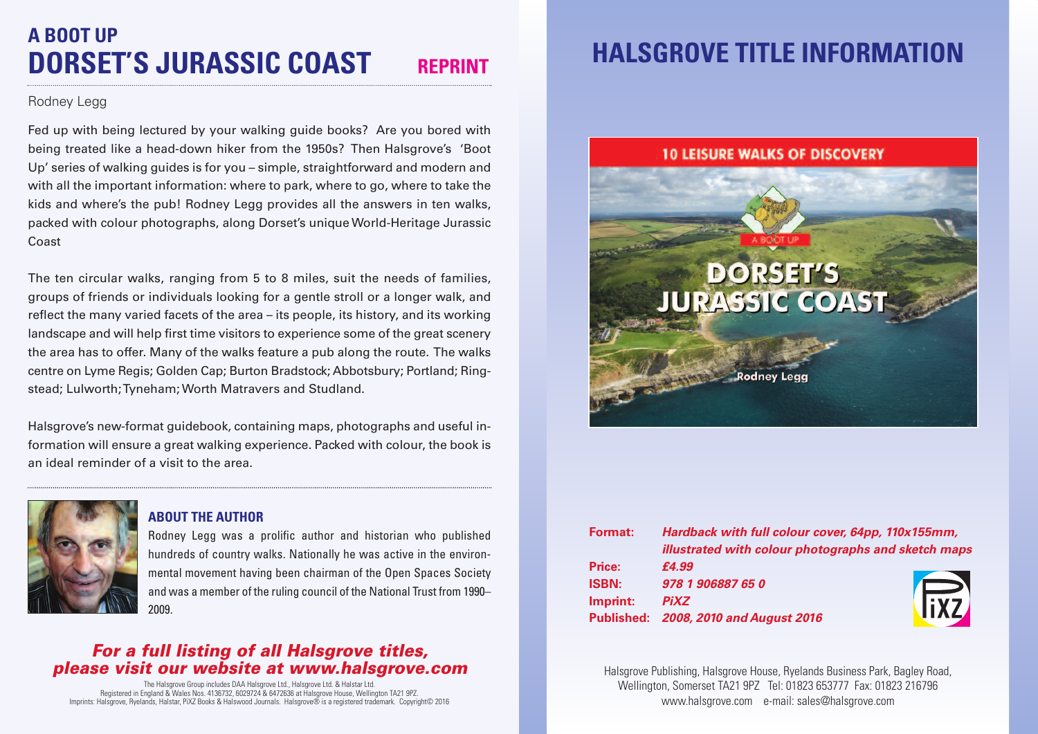# A BOOT UP
# DORSET'S JURASSIC COAST

**REPRINT**

Rodney Legg

Fed up with being lectured by your walking guide books? Are you bored with being treated like a head-down hiker from the 1950s? Then Halsgrove's 'Boot Up' series of walking guides is for you – simple, straightforward and modern and with all the important information: where to park, where to go, where to take the kids and where's the pub! Rodney Legg provides all the answers in ten walks, packed with colour photographs, along Dorset's unique World-Heritage Jurassic Coast

The ten circular walks, ranging from 5 to 8 miles, suit the needs of families, groups of friends or individuals looking for a gentle stroll or a longer walk, and reflect the many varied facets of the area – its people, its history, and its working landscape and will help first time visitors to experience some of the great scenery the area has to offer. Many of the walks feature a pub along the route. The walks centre on Lyme Regis; Golden Cap; Burton Bradstock; Abbotsbury; Portland; Ringstead; Lulworth; Tyneham; Worth Matravers and Studland.

Halsgrove's new-format guidebook, containing maps, photographs and useful information will ensure a great walking experience. Packed with colour, the book is an ideal reminder of a visit to the area.

### ABOUT THE AUTHOR

Rodney Legg was a prolific author and historian who published hundreds of country walks. Nationally he was active in the environmental movement having been chairman of the Open Spaces Society and was a member of the ruling council of the National Trust from 1990–2009.

***For a full listing of all Halsgrove titles, please visit our website at www.halsgrove.com***

The Halsgrove Group includes DAA Halsgrove Ltd., Halsgrove Ltd. & Halstar Ltd.
Registered in England & Wales Nos. 4136732, 6029724 & 6472636 at Halsgrove House, Wellington TA21 9PZ.
Imprints: Halsgrove, Ryelands, Halstar, PiXZ Books & Halswood Journals. Halsgrove® is a registered trademark. Copyright© 2016

# HALSGROVE TITLE INFORMATION

10 LEISURE WALKS OF DISCOVERY

A BOOT UP

DORSET'S JURASSIC COAST

Rodney Legg

**Format:** *Hardback with full colour cover, 64pp, 110x155mm, illustrated with colour photographs and sketch maps*
**Price:** *£4.99*
**ISBN:** *978 1 906887 65 0*
**Imprint:** *PiXZ*
**Published:** *2008, 2010 and August 2016*

Halsgrove Publishing, Halsgrove House, Ryelands Business Park, Bagley Road, Wellington, Somerset TA21 9PZ Tel: 01823 653777 Fax: 01823 216796
www.halsgrove.com e-mail: sales@halsgrove.com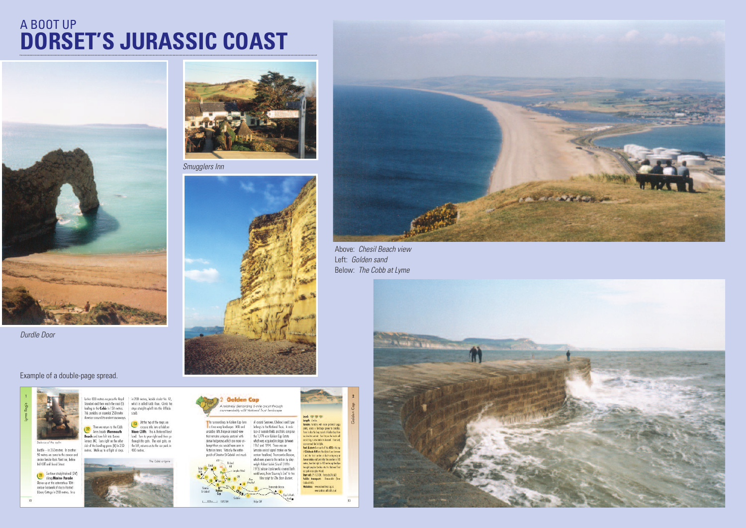A BOOT UP

# DORSET'S JURASSIC COAST

*Durdle Door*

*Smugglers Inn*

Above: *Chesil Beach view*
Left: *Golden sand*
Below: *The Cobb at Lyme*

Example of a double-page spread.